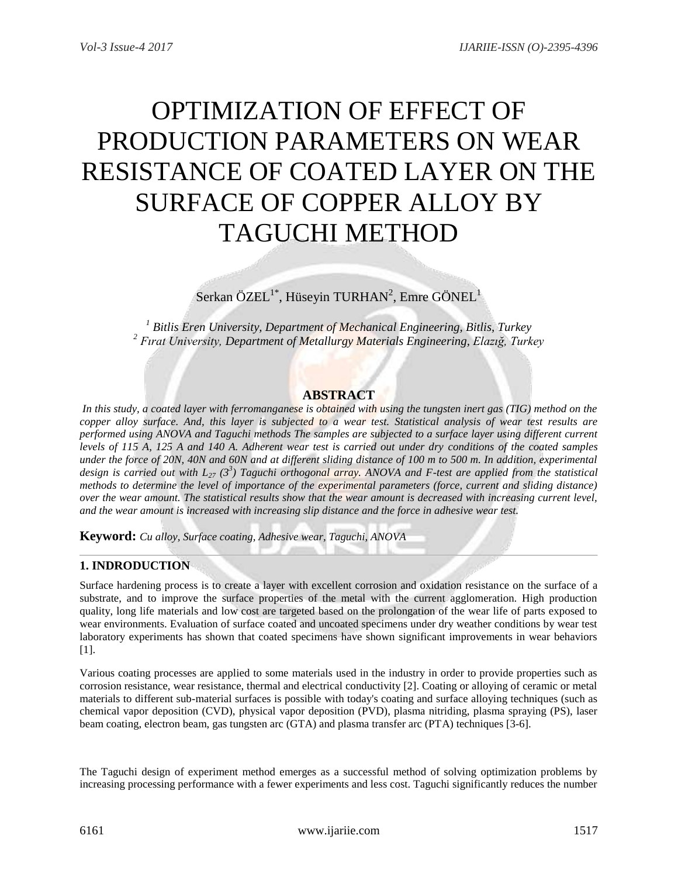# OPTIMIZATION OF EFFECT OF PRODUCTION PARAMETERS ON WEAR RESISTANCE OF COATED LAYER ON THE SURFACE OF COPPER ALLOY BY TAGUCHI METHOD

Serkan ÖZEL[1*], Hüseyin TURHAN[2], Emre GÖNEL[1]

*[1] Bitlis Eren University, Department of Mechanical Engineering, Bitlis, Turkey*
*[2] Fırat University, Department of Metallurgy Materials Engineering, Elazığ, Turkey*

## ABSTRACT

*In this study, a coated layer with ferromanganese is obtained with using the tungsten inert gas (TIG) method on the copper alloy surface. And, this layer is subjected to a wear test. Statistical analysis of wear test results are performed using ANOVA and Taguchi methods The samples are subjected to a surface layer using different current levels of 115 A, 125 A and 140 A. Adherent wear test is carried out under dry conditions of the coated samples under the force of 20N, 40N and 60N and at different sliding distance of 100 m to 500 m. In addition, experimental design is carried out with $L_{27}$ ($3^3$) Taguchi orthogonal array. ANOVA and F-test are applied from the statistical methods to determine the level of importance of the experimental parameters (force, current and sliding distance) over the wear amount. The statistical results show that the wear amount is decreased with increasing current level, and the wear amount is increased with increasing slip distance and the force in adhesive wear test.*

**Keyword:** *Cu alloy, Surface coating, Adhesive wear, Taguchi, ANOVA*

## 1. INDRODUCTION

Surface hardening process is to create a layer with excellent corrosion and oxidation resistance on the surface of a substrate, and to improve the surface properties of the metal with the current agglomeration. High production quality, long life materials and low cost are targeted based on the prolongation of the wear life of parts exposed to wear environments. Evaluation of surface coated and uncoated specimens under dry weather conditions by wear test laboratory experiments has shown that coated specimens have shown significant improvements in wear behaviors [1].

Various coating processes are applied to some materials used in the industry in order to provide properties such as corrosion resistance, wear resistance, thermal and electrical conductivity [2]. Coating or alloying of ceramic or metal materials to different sub-material surfaces is possible with today's coating and surface alloying techniques (such as chemical vapor deposition (CVD), physical vapor deposition (PVD), plasma nitriding, plasma spraying (PS), laser beam coating, electron beam, gas tungsten arc (GTA) and plasma transfer arc (PTA) techniques [3-6].

The Taguchi design of experiment method emerges as a successful method of solving optimization problems by increasing processing performance with a fewer experiments and less cost. Taguchi significantly reduces the number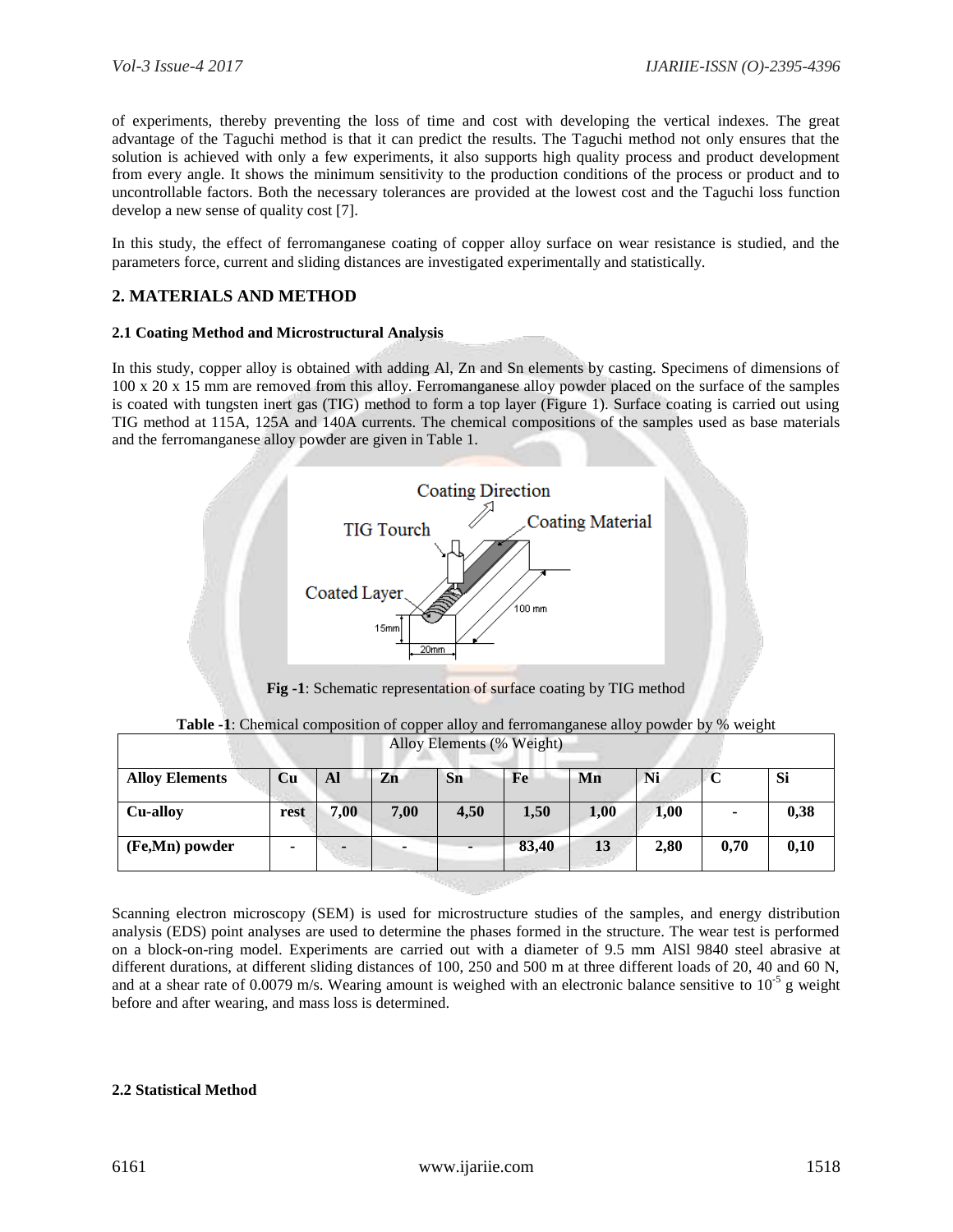of experiments, thereby preventing the loss of time and cost with developing the vertical indexes. The great advantage of the Taguchi method is that it can predict the results. The Taguchi method not only ensures that the solution is achieved with only a few experiments, it also supports high quality process and product development from every angle. It shows the minimum sensitivity to the production conditions of the process or product and to uncontrollable factors. Both the necessary tolerances are provided at the lowest cost and the Taguchi loss function develop a new sense of quality cost [7].

In this study, the effect of ferromanganese coating of copper alloy surface on wear resistance is studied, and the parameters force, current and sliding distances are investigated experimentally and statistically.

## 2. MATERIALS AND METHOD

### 2.1 Coating Method and Microstructural Analysis

In this study, copper alloy is obtained with adding Al, Zn and Sn elements by casting. Specimens of dimensions of 100 x 20 x 15 mm are removed from this alloy. Ferromanganese alloy powder placed on the surface of the samples is coated with tungsten inert gas (TIG) method to form a top layer (Figure 1). Surface coating is carried out using TIG method at 115A, 125A and 140A currents. The chemical compositions of the samples used as base materials and the ferromanganese alloy powder are given in Table 1.

**Fig -1**: Schematic representation of surface coating by TIG method

**Table -1**: Chemical composition of copper alloy and ferromanganese alloy powder by % weight

| Alloy Elements (% Weight) | | | | | | | | | |
|---|---|---|---|---|---|---|---|---|---|
| **Alloy Elements** | **Cu** | **Al** | **Zn** | **Sn** | **Fe** | **Mn** | **Ni** | **C** | **Si** |
| **Cu-alloy** | **rest** | **7,00** | **7,00** | **4,50** | **1,50** | **1,00** | **1,00** | **-** | **0,38** |
| **(Fe,Mn) powder** | **-** | **-** | **-** | **-** | **83,40** | **13** | **2,80** | **0,70** | **0,10** |

Scanning electron microscopy (SEM) is used for microstructure studies of the samples, and energy distribution analysis (EDS) point analyses are used to determine the phases formed in the structure. The wear test is performed on a block-on-ring model. Experiments are carried out with a diameter of 9.5 mm AlSl 9840 steel abrasive at different durations, at different sliding distances of 100, 250 and 500 m at three different loads of 20, 40 and 60 N, and at a shear rate of 0.0079 m/s. Wearing amount is weighed with an electronic balance sensitive to $10^{-5}$ g weight before and after wearing, and mass loss is determined.

### 2.2 Statistical Method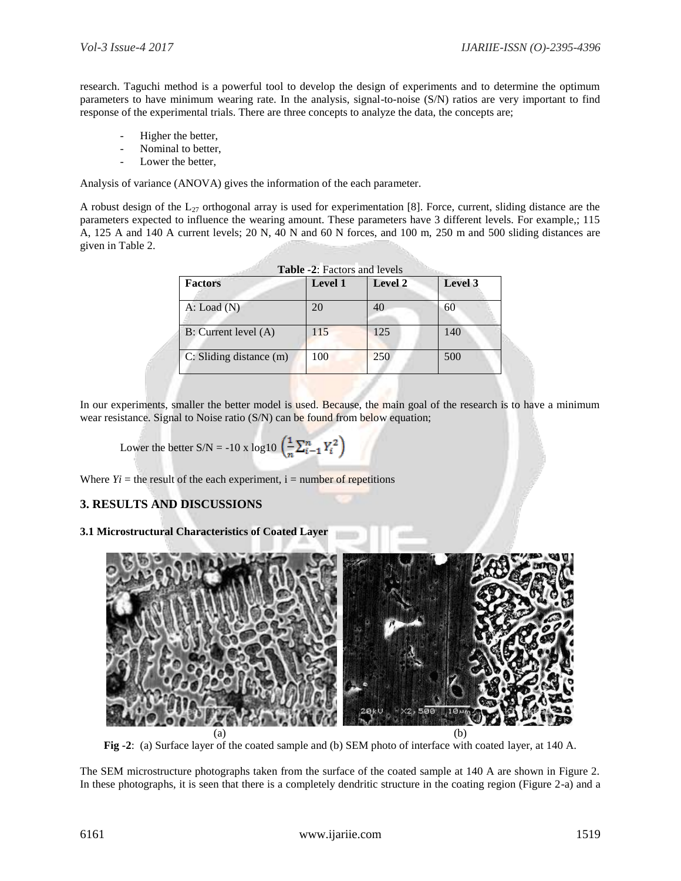research. Taguchi method is a powerful tool to develop the design of experiments and to determine the optimum parameters to have minimum wearing rate. In the analysis, signal-to-noise (S/N) ratios are very important to find response of the experimental trials. There are three concepts to analyze the data, the concepts are;

- Higher the better,
- Nominal to better,
- Lower the better,

Analysis of variance (ANOVA) gives the information of the each parameter.

A robust design of the $L_{27}$ orthogonal array is used for experimentation [8]. Force, current, sliding distance are the parameters expected to influence the wearing amount. These parameters have 3 different levels. For example,; 115 A, 125 A and 140 A current levels; 20 N, 40 N and 60 N forces, and 100 m, 250 m and 500 sliding distances are given in Table 2.

**Table -2**: Factors and levels

| Factors | Level 1 | Level 2 | Level 3 |
|---|---|---|---|
| A: Load (N) | 20 | 40 | 60 |
| B: Current level (A) | 115 | 125 | 140 |
| C: Sliding distance (m) | 100 | 250 | 500 |

In our experiments, smaller the better model is used. Because, the main goal of the research is to have a minimum wear resistance. Signal to Noise ratio (S/N) can be found from below equation;

$$\text{Lower the better S/N} = -10 \times \log10 \left(\frac{1}{n}\sum_{i-1}^{n} Y_i^2\right)$$

Where $Y_i$ = the result of the each experiment, i = number of repetitions

## 3. RESULTS AND DISCUSSIONS

### 3.1 Microstructural Characteristics of Coated Layer

(a) (b)

**Fig -2**: (a) Surface layer of the coated sample and (b) SEM photo of interface with coated layer, at 140 A.

The SEM microstructure photographs taken from the surface of the coated sample at 140 A are shown in Figure 2. In these photographs, it is seen that there is a completely dendritic structure in the coating region (Figure 2-a) and a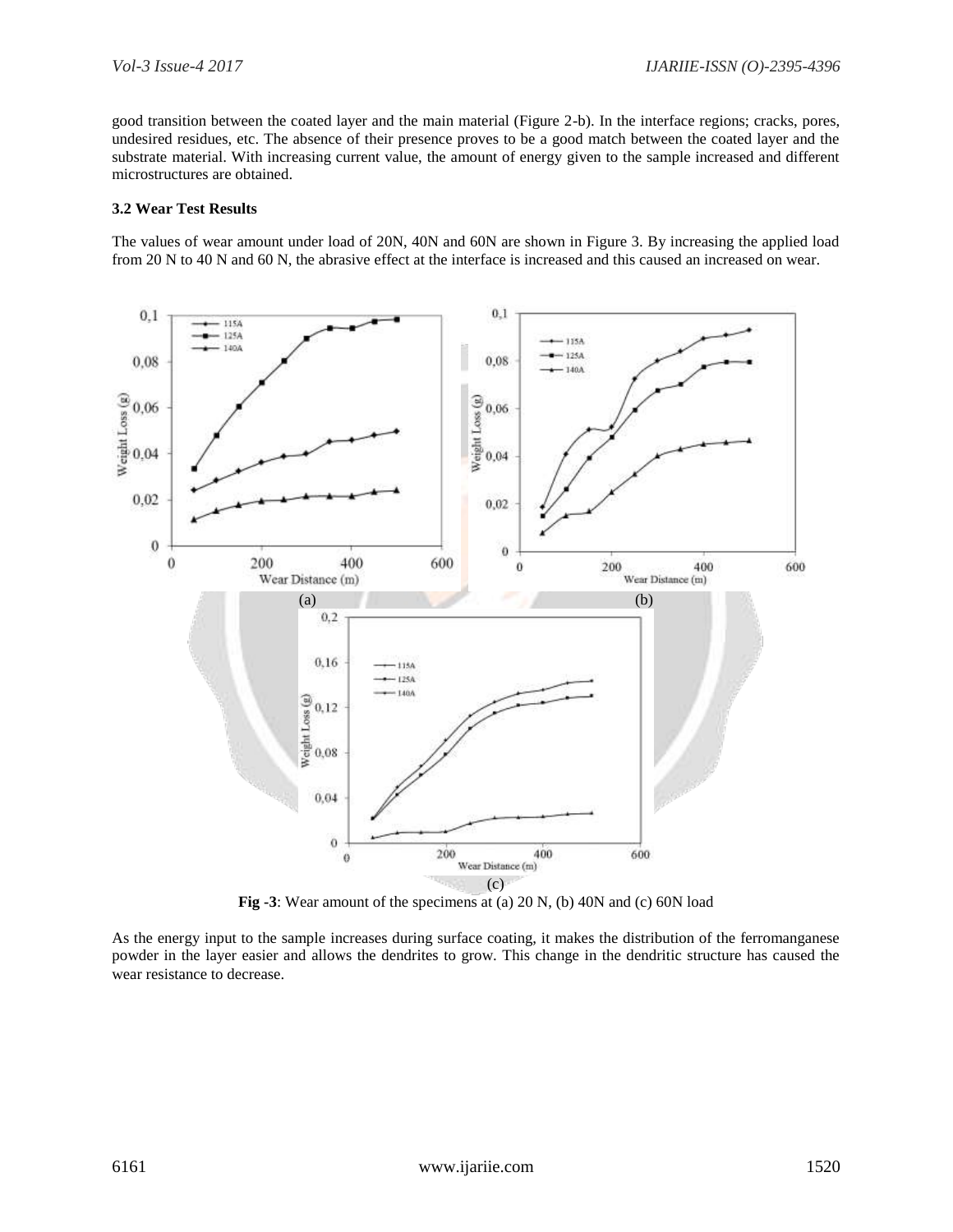good transition between the coated layer and the main material (Figure 2-b). In the interface regions; cracks, pores, undesired residues, etc. The absence of their presence proves to be a good match between the coated layer and the substrate material. With increasing current value, the amount of energy given to the sample increased and different microstructures are obtained.

### 3.2 Wear Test Results

The values of wear amount under load of 20N, 40N and 60N are shown in Figure 3. By increasing the applied load from 20 N to 40 N and 60 N, the abrasive effect at the interface is increased and this caused an increased on wear.

**Fig -3**: Wear amount of the specimens at (a) 20 N, (b) 40N and (c) 60N load

As the energy input to the sample increases during surface coating, it makes the distribution of the ferromanganese powder in the layer easier and allows the dendrites to grow. This change in the dendritic structure has caused the wear resistance to decrease.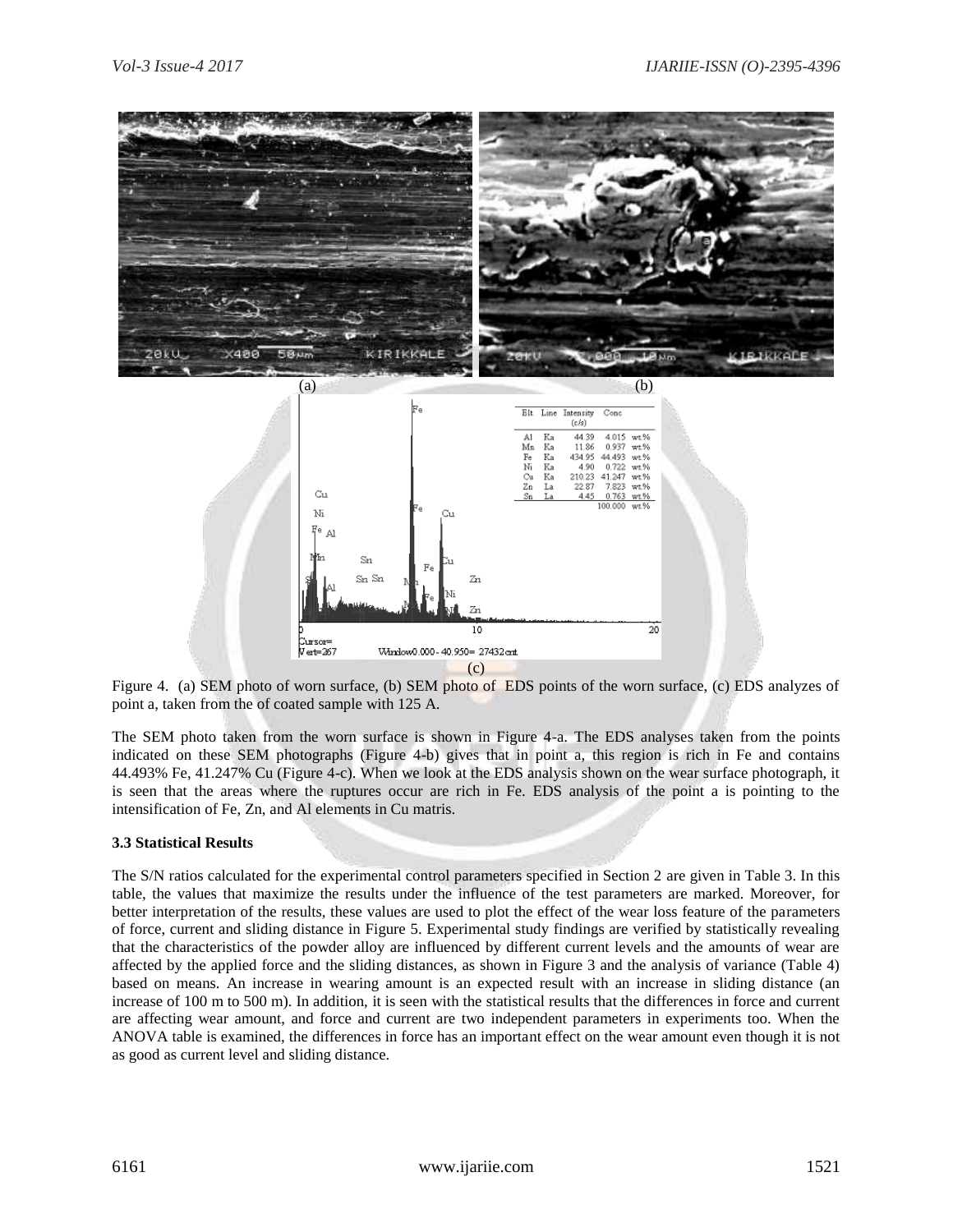Figure 4. (a) SEM photo of worn surface, (b) SEM photo of EDS points of the worn surface, (c) EDS analyzes of point a, taken from the of coated sample with 125 A.

The SEM photo taken from the worn surface is shown in Figure 4-a. The EDS analyses taken from the points indicated on these SEM photographs (Figure 4-b) gives that in point a, this region is rich in Fe and contains 44.493% Fe, 41.247% Cu (Figure 4-c). When we look at the EDS analysis shown on the wear surface photograph, it is seen that the areas where the ruptures occur are rich in Fe. EDS analysis of the point a is pointing to the intensification of Fe, Zn, and Al elements in Cu matris.

**3.3 Statistical Results**

The S/N ratios calculated for the experimental control parameters specified in Section 2 are given in Table 3. In this table, the values that maximize the results under the influence of the test parameters are marked. Moreover, for better interpretation of the results, these values are used to plot the effect of the wear loss feature of the parameters of force, current and sliding distance in Figure 5. Experimental study findings are verified by statistically revealing that the characteristics of the powder alloy are influenced by different current levels and the amounts of wear are affected by the applied force and the sliding distances, as shown in Figure 3 and the analysis of variance (Table 4) based on means. An increase in wearing amount is an expected result with an increase in sliding distance (an increase of 100 m to 500 m). In addition, it is seen with the statistical results that the differences in force and current are affecting wear amount, and force and current are two independent parameters in experiments too. When the ANOVA table is examined, the differences in force has an important effect on the wear amount even though it is not as good as current level and sliding distance.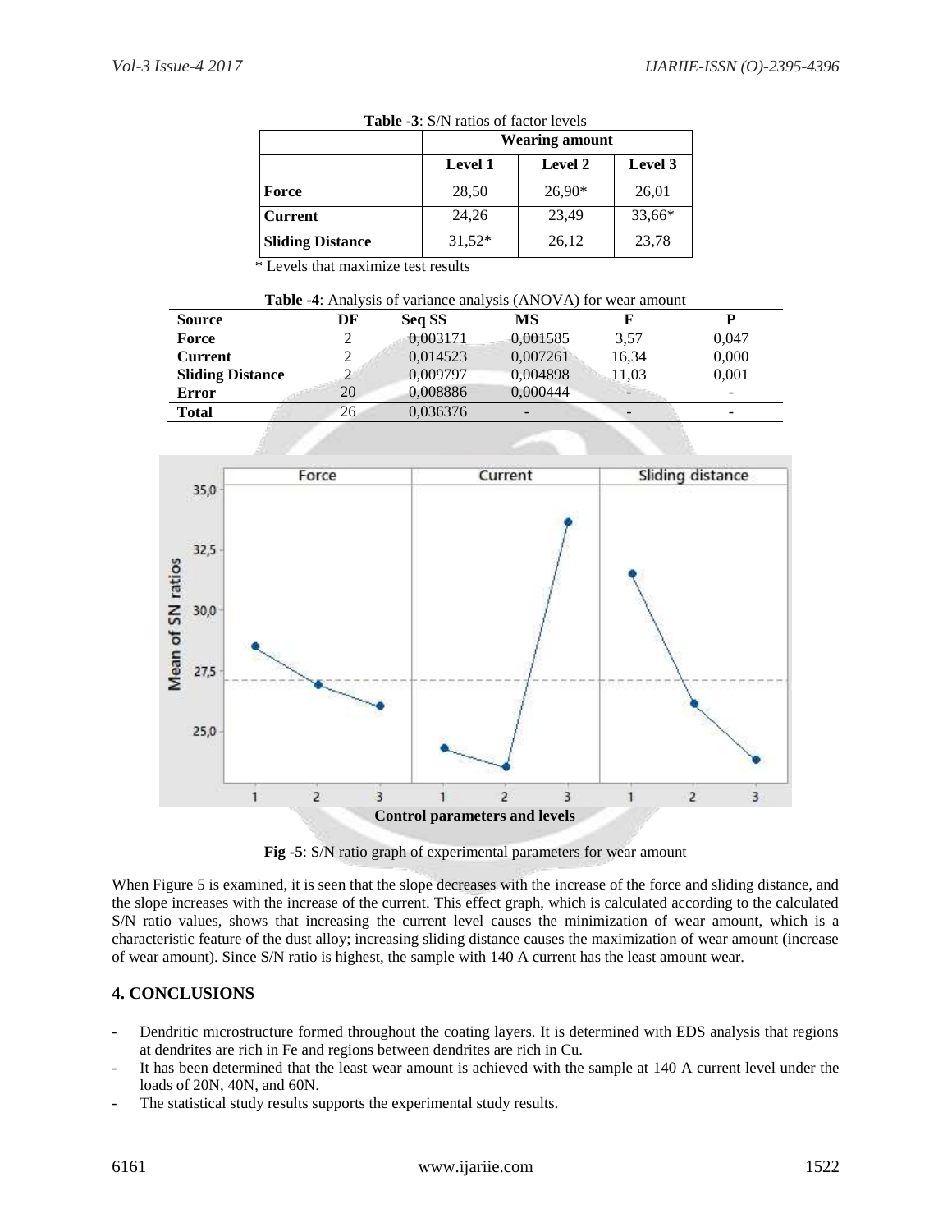**Table -3**: S/N ratios of factor levels

| | Wearing amount | | |
|---|---|---|---|
| | **Level 1** | **Level 2** | **Level 3** |
| **Force** | 28,50 | 26,90* | 26,01 |
| **Current** | 24,26 | 23,49 | 33,66* |
| **Sliding Distance** | 31,52* | 26,12 | 23,78 |

\* Levels that maximize test results

**Table -4**: Analysis of variance analysis (ANOVA) for wear amount

| Source | DF | Seq SS | MS | F | P |
|---|---|---|---|---|---|
| **Force** | 2 | 0,003171 | 0,001585 | 3,57 | 0,047 |
| **Current** | 2 | 0,014523 | 0,007261 | 16,34 | 0,000 |
| **Sliding Distance** | 2 | 0,009797 | 0,004898 | 11,03 | 0,001 |
| **Error** | 20 | 0,008886 | 0,000444 | - | - |
| **Total** | 26 | 0,036376 | - | - | - |

**Fig -5**: S/N ratio graph of experimental parameters for wear amount

When Figure 5 is examined, it is seen that the slope decreases with the increase of the force and sliding distance, and the slope increases with the increase of the current. This effect graph, which is calculated according to the calculated S/N ratio values, shows that increasing the current level causes the minimization of wear amount, which is a characteristic feature of the dust alloy; increasing sliding distance causes the maximization of wear amount (increase of wear amount). Since S/N ratio is highest, the sample with 140 A current has the least amount wear.

## 4. CONCLUSIONS

- Dendritic microstructure formed throughout the coating layers. It is determined with EDS analysis that regions at dendrites are rich in Fe and regions between dendrites are rich in Cu.
- It has been determined that the least wear amount is achieved with the sample at 140 A current level under the loads of 20N, 40N, and 60N.
- The statistical study results supports the experimental study results.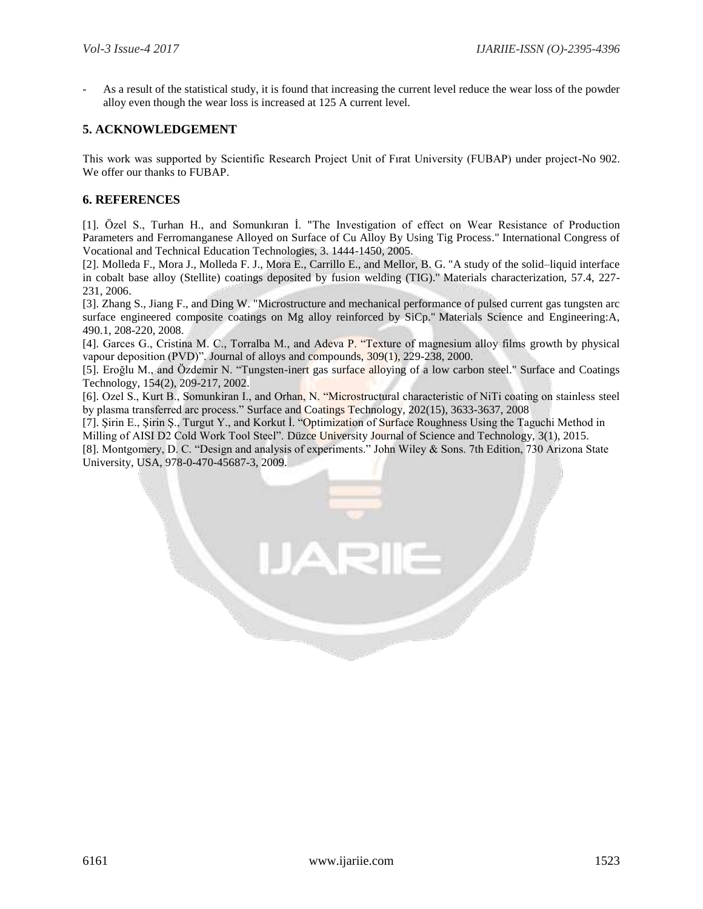- As a result of the statistical study, it is found that increasing the current level reduce the wear loss of the powder alloy even though the wear loss is increased at 125 A current level.

## 5. ACKNOWLEDGEMENT

This work was supported by Scientific Research Project Unit of Fırat University (FUBAP) under project-No 902. We offer our thanks to FUBAP.

## 6. REFERENCES

[1]. Özel S., Turhan H., and Somunkıran İ. "The Investigation of effect on Wear Resistance of Production Parameters and Ferromanganese Alloyed on Surface of Cu Alloy By Using Tig Process." International Congress of Vocational and Technical Education Technologies, 3. 1444-1450, 2005.

[2]. Molleda F., Mora J., Molleda F. J., Mora E., Carrillo E., and Mellor, B. G. "A study of the solid–liquid interface in cobalt base alloy (Stellite) coatings deposited by fusion welding (TIG)." Materials characterization, 57.4, 227-231, 2006.

[3]. Zhang S., Jiang F., and Ding W. "Microstructure and mechanical performance of pulsed current gas tungsten arc surface engineered composite coatings on Mg alloy reinforced by SiCp." Materials Science and Engineering:A, 490.1, 208-220, 2008.

[4]. Garces G., Cristina M. C., Torralba M., and Adeva P. "Texture of magnesium alloy films growth by physical vapour deposition (PVD)". Journal of alloys and compounds, 309(1), 229-238, 2000.

[5]. Eroğlu M., and Özdemir N. "Tungsten-inert gas surface alloying of a low carbon steel." Surface and Coatings Technology, 154(2), 209-217, 2002.

[6]. Ozel S., Kurt B., Somunkiran I., and Orhan, N. "Microstructural characteristic of NiTi coating on stainless steel by plasma transferred arc process." Surface and Coatings Technology, 202(15), 3633-3637, 2008

[7]. Şirin E., Şirin Ş., Turgut Y., and Korkut İ. "Optimization of Surface Roughness Using the Taguchi Method in Milling of AISI D2 Cold Work Tool Steel". Düzce University Journal of Science and Technology, 3(1), 2015.

[8]. Montgomery, D. C. "Design and analysis of experiments." John Wiley & Sons. 7th Edition, 730 Arizona State University, USA, 978-0-470-45687-3, 2009.